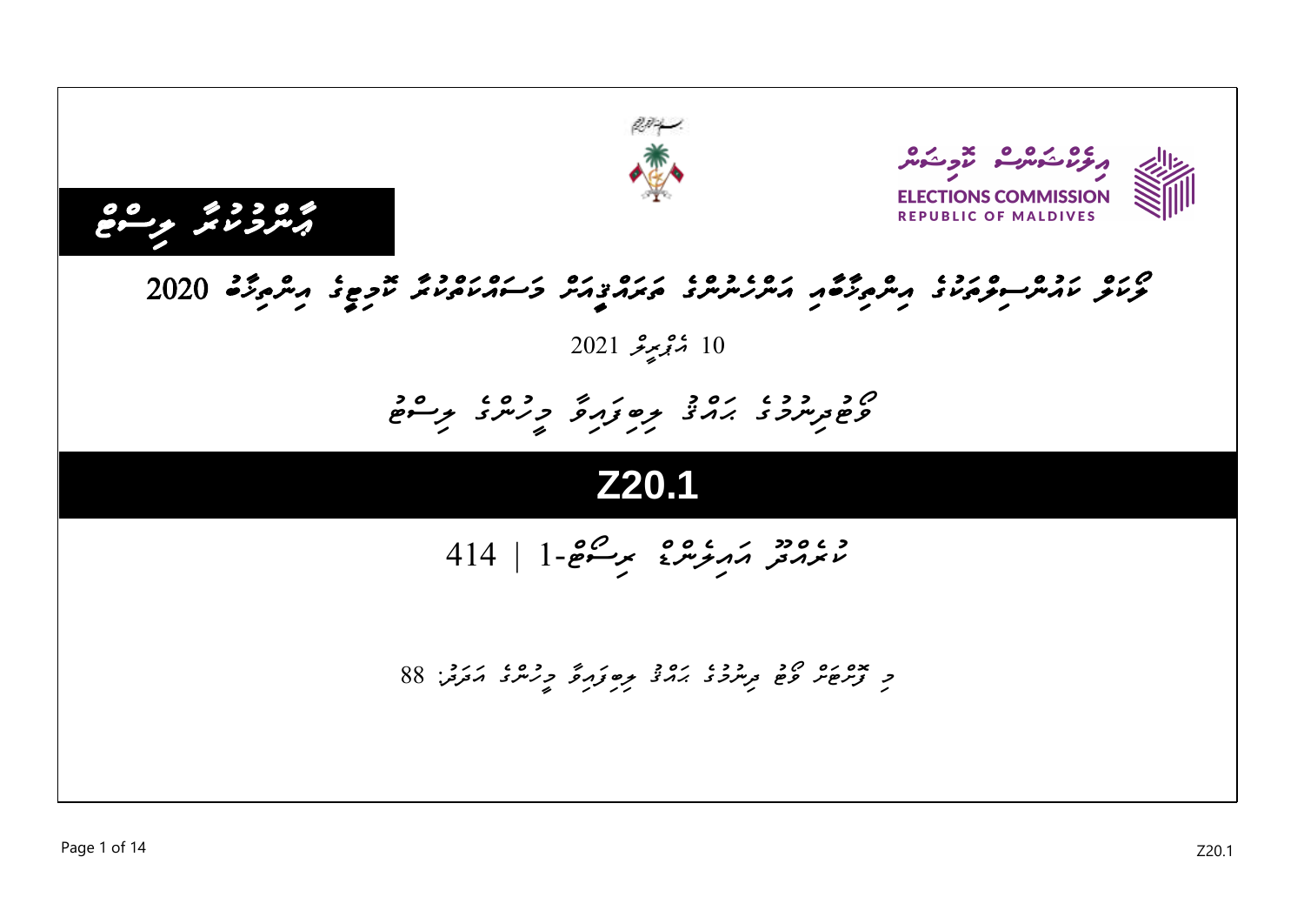ބިސްމިއްލާހިއްރަޙްމާނިއްރަޙީމް

އިލެކްޝަންސް ކޮމިޝަން

ELECTIONS COMMISSION
REPUBLIC OF MALDIVES

އާންމުކޮށް ލިސްޓު

# ލޯކަލް ކައުންސިލްތަކުގެ އިންތިޚާބާއި އަންހެނުންގެ ތަރައްޤީއަށް މަސައްކަތްކުރާ ކޮމިޓީގެ އިންތިޚާބު 2020

10 އޮކްޓޫބަރު 2021

## ވޯޓުދިނުމުގެ ޙައްޤު ލިބިފައިވާ މީހުންގެ ލިސްޓު

# Z20.1

ކެނެރީފު އައިލެންޑް ރިސޯޓް-1 | 414

މި ލިސްޓުގައި ވޯޓު ދިނުމުގެ ޙައްޤު ލިބިފައިވާ މީހުންގެ އަދަދު: 88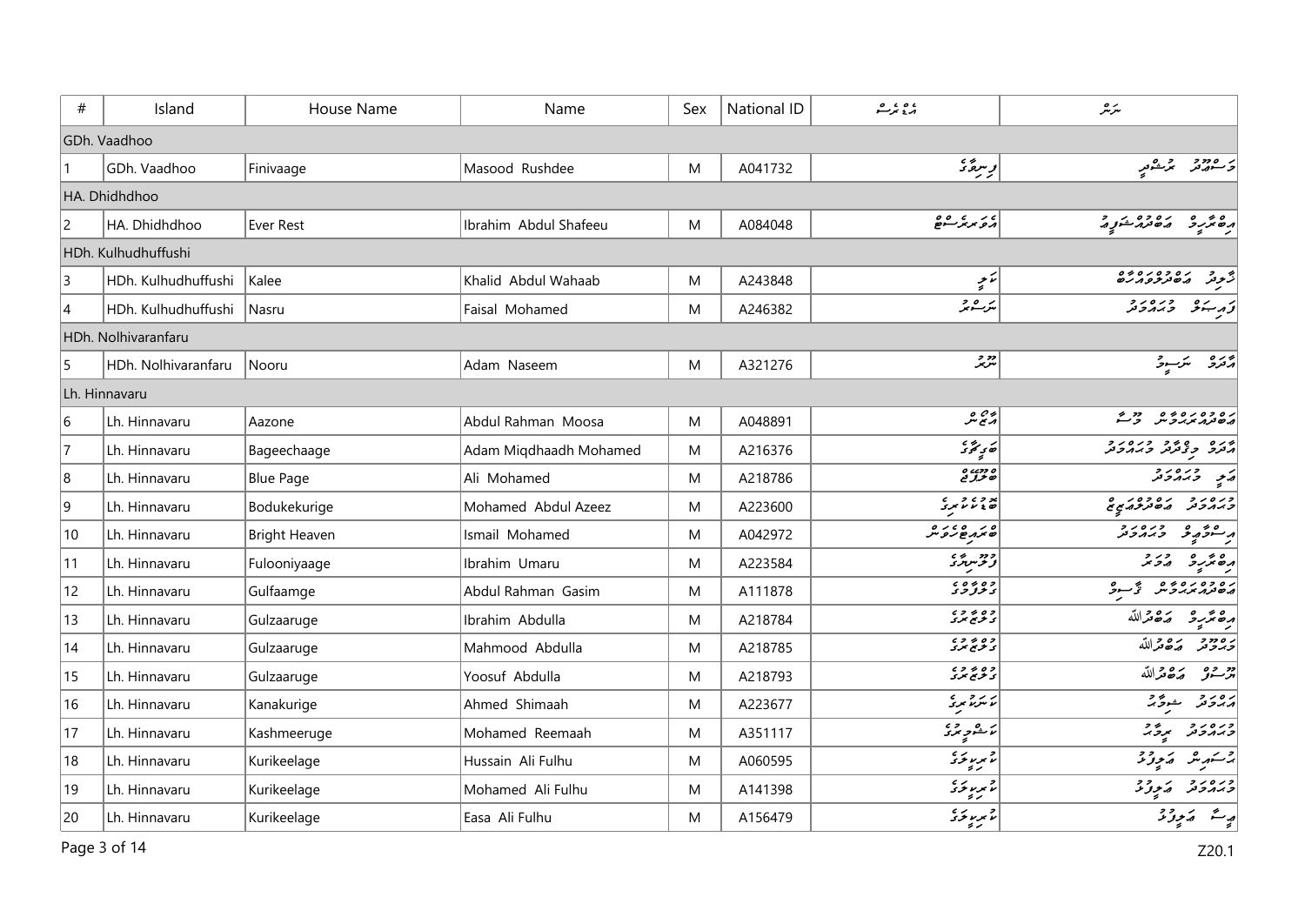| # | Island | House Name | Name | Sex | National ID | ގެއްގެ ނަން | ނަން |
|---|---|---|---|---|---|---|---|
| GDh. Vaadhoo | | | | | | | |
| 1 | GDh. Vaadhoo | Finivaage | Masood Rushdee | M | A041732 | ފިނިވާގެ | މަސްއޫދު ރުޝްދީ |
| HA. Dhidhdhoo | | | | | | | |
| 2 | HA. Dhidhdhoo | Ever Rest | Ibrahim Abdul Shafeeu | M | A084048 | އެވަރރެސްޓް | އިބްރާހީމް އަބްދުލްޝަފީއު |
| HDh. Kulhudhuffushi | | | | | | | |
| 3 | HDh. Kulhudhuffushi | Kalee | Khalid Abdul Wahaab | M | A243848 | ކަލީ | ޚާލިދު އަބްދުލްވަހާބް |
| 4 | HDh. Kulhudhuffushi | Nasru | Faisal Mohamed | M | A246382 | ނަސްރު | ފައިސަލް މުޙައްމަދު |
| HDh. Nolhivaranfaru | | | | | | | |
| 5 | HDh. Nolhivaranfaru | Nooru | Adam Naseem | M | A321276 | ނޫރު | އާދަމް ނަސީމް |
| Lh. Hinnavaru | | | | | | | |
| 6 | Lh. Hinnavaru | Aazone | Abdul Rahman Moosa | M | A048891 | އާޒޯން | އަބްދުއްރަޙްމާން މޫސާ |
| 7 | Lh. Hinnavaru | Bageechaage | Adam Miqdhaadh Mohamed | M | A216376 | ބަގީޗާގެ | އާދަމް މިގްދާދު މުޙައްމަދު |
| 8 | Lh. Hinnavaru | Blue Page | Ali Mohamed | M | A218786 | ބްލޫޕޭޖް | އަލި މުޙައްމަދު |
| 9 | Lh. Hinnavaru | Bodukekurige | Mohamed Abdul Azeez | M | A223600 | ބޮޑުކެކުރިގެ | މުޙައްމަދު އަބްދުލްޢަޒީޒު |
| 10 | Lh. Hinnavaru | Bright Heaven | Ismail Mohamed | M | A042972 | ބްރައިޓްހެވަން | އިސްމާޢީލް މުޙައްމަދު |
| 11 | Lh. Hinnavaru | Fulooniyaage | Ibrahim Umaru | M | A223584 | ފުލޫނިޔާގެ | އިބްރާހީމް ޢުމަރު |
| 12 | Lh. Hinnavaru | Gulfaamge | Abdul Rahman Gasim | M | A111878 | ގުލްފާމްގެ | އަބްދުއްރަޙްމާން ޤާސިމް |
| 13 | Lh. Hinnavaru | Gulzaaruge | Ibrahim Abdulla | M | A218784 | ގުލްޒާރުގެ | އިބްރާހީމް އަބްދުﷲ |
| 14 | Lh. Hinnavaru | Gulzaaruge | Mahmood Abdulla | M | A218785 | ގުލްޒާރުގެ | މަޙްމޫދު އަބްދުﷲ |
| 15 | Lh. Hinnavaru | Gulzaaruge | Yoosuf Abdulla | M | A218793 | ގުލްޒާރުގެ | ޔޫސުފް އަބްދުﷲ |
| 16 | Lh. Hinnavaru | Kanakurige | Ahmed Shimaah | M | A223677 | ކަނަކުރިގެ | އަޙްމަދު ޝިމާޙު |
| 17 | Lh. Hinnavaru | Kashmeeruge | Mohamed Reemaah | M | A351117 | ކަޝްމީރުގެ | މުޙައްމަދު ރީމާޙު |
| 18 | Lh. Hinnavaru | Kurikeelage | Hussain Ali Fulhu | M | A060595 | ކުރިކީލަގެ | ޙުސައިން އަލިފުޅު |
| 19 | Lh. Hinnavaru | Kurikeelage | Mohamed Ali Fulhu | M | A141398 | ކުރިކީލަގެ | މުޙައްމަދު އަލިފުޅު |
| 20 | Lh. Hinnavaru | Kurikeelage | Easa Ali Fulhu | M | A156479 | ކުރިކީލަގެ | ޢީސާ އަލިފުޅު |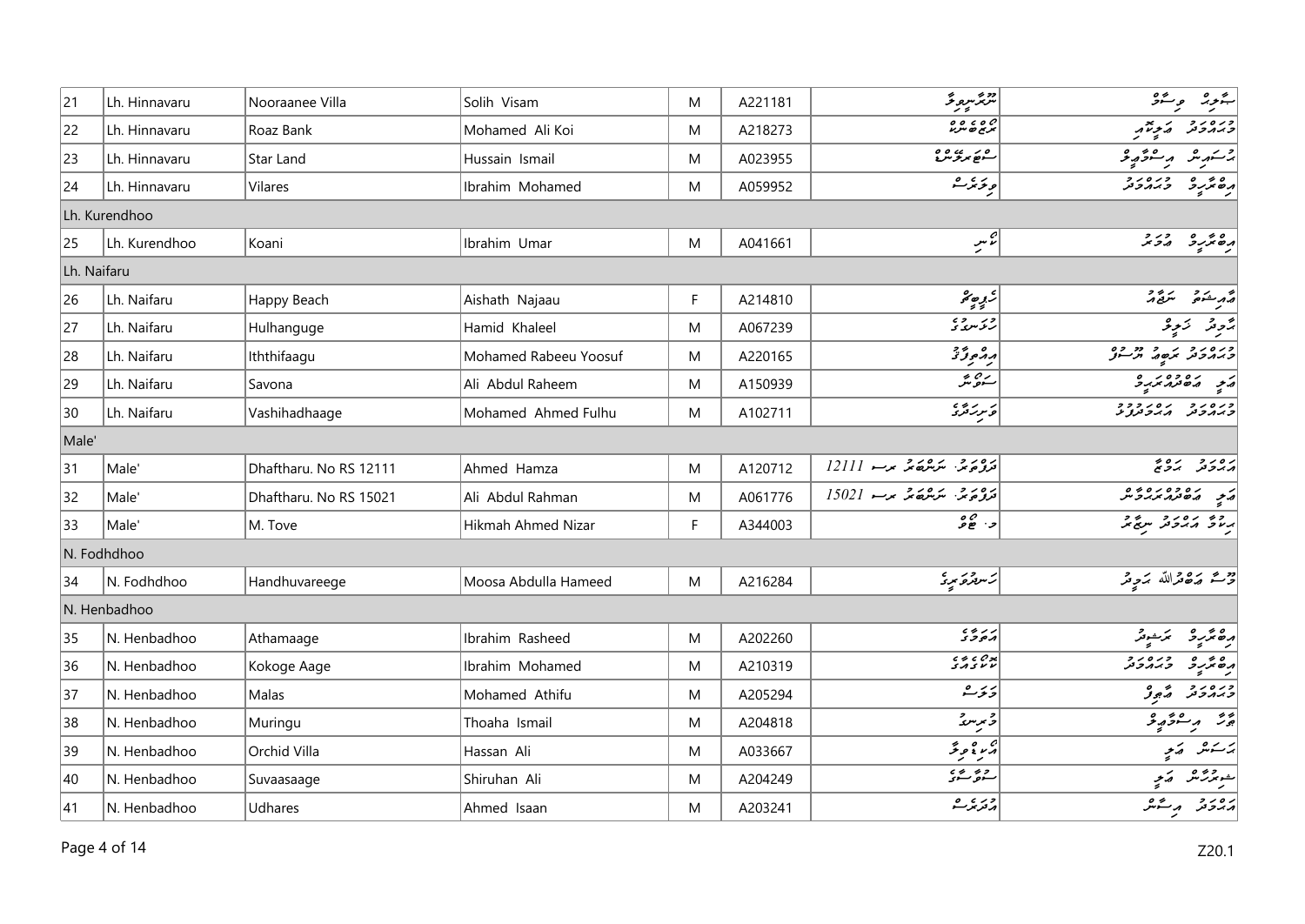| 21 | Lh. Hinnavaru | Nooraanee Villa | Solih Visam | M | A221181 | ނޫރާނީވިލާ | ސާލިހު ވިސާމް |
|---|---|---|---|---|---|---|---|
| 22 | Lh. Hinnavaru | Roaz Bank | Mohamed Ali Koi | M | A218273 | ރޯޒްބޭންކް | މުޙައްމަދު އަލިކޮއި |
| 23 | Lh. Hinnavaru | Star Land | Hussain Ismail | M | A023955 | ސްޓަރލޭންޑް | ޙުސައިން އިސްމާޢީލް |
| 24 | Lh. Hinnavaru | Vilares | Ibrahim Mohamed | M | A059952 | ވިލަރެސް | އިބްރާހީމް މުޙައްމަދު |
| Lh. Kurendhoo | | | | | | | |
| 25 | Lh. Kurendhoo | Koani | Ibrahim Umar | M | A041661 | ކޯނި | އިބްރާހީމް އުމަރު |
| Lh. Naifaru | | | | | | | |
| 26 | Lh. Naifaru | Happy Beach | Aishath Najaau | F | A214810 | ހެޕީބީޗް | އާއިޝަތު ނަޖާއު |
| 27 | Lh. Naifaru | Hulhanguge | Hamid Khaleel | M | A067239 | ހުޅަނގުގެ | ޙާމިދު ޚަލީލް |
| 28 | Lh. Naifaru | Iththifaagu | Mohamed Rabeeu Yoosuf | M | A220165 | އިއްތިފާގު | މުޙައްމަދު ރަބީޢު ޔޫސުފް |
| 29 | Lh. Naifaru | Savona | Ali Abdul Raheem | M | A150939 | ސަވޯނާ | އަލި އަބްދުއްރަޙީމް |
| 30 | Lh. Naifaru | Vashihadhaage | Mohamed Ahmed Fulhu | M | A102711 | ވަށިހަދާގެ | މުޙައްމަދު އަޙްމަދުފުޅު |
| Male' | | | | | | | |
| 31 | Male' | Dhaftharu. No RS 12111 | Ahmed Hamza | M | A120712 | ދަފްތަރު. ނަންބަރު ރސ 12111 | އަޙްމަދު ހަމްޒާ |
| 32 | Male' | Dhaftharu. No RS 15021 | Ali Abdul Rahman | M | A061776 | ދަފްތަރު. ނަންބަރު ރސ 15021 | އަލި އަބްދުއްރަޙްމާން |
| 33 | Male' | M. Tove | Hikmah Ahmed Nizar | F | A344003 | މ. ޓޯވް | ހިކުމާ އަޙްމަދު ނިޒާރު |
| N. Fodhdhoo | | | | | | | |
| 34 | N. Fodhdhoo | Handhuvareege | Moosa Abdulla Hameed | M | A216284 | ހަނދުވަރީގެ | މޫސާ އަބްދުﷲ ހަމީދު |
| N. Henbadhoo | | | | | | | |
| 35 | N. Henbadhoo | Athamaage | Ibrahim Rasheed | M | A202260 | އަތަމާގެ | އިބްރާހީމް ރަޝީދު |
| 36 | N. Henbadhoo | Kokoge Aage | Ibrahim Mohamed | M | A210319 | ކޮކޯގެއާގެ | އިބްރާހީމް މުޙައްމަދު |
| 37 | N. Henbadhoo | Malas | Mohamed Athifu | M | A205294 | މަލަސް | މުޙައްމަދު އާތިފު |
| 38 | N. Henbadhoo | Muringu | Thoaha Ismail | M | A204818 | މުރިނގު | ޠާހާ އިސްމާޢީލް |
| 39 | N. Henbadhoo | Orchid Villa | Hassan Ali | M | A033667 | އޯކިޑްވިލާ | ޙަސަން އަލި |
| 40 | N. Henbadhoo | Suvaasaage | Shiruhan Ali | M | A204249 | ސުވާސާގެ | ޝިރުހާން އަލި |
| 41 | N. Henbadhoo | Udhares | Ahmed Isaan | M | A203241 | އުދަރެސް | އަޙްމަދު އިސާން |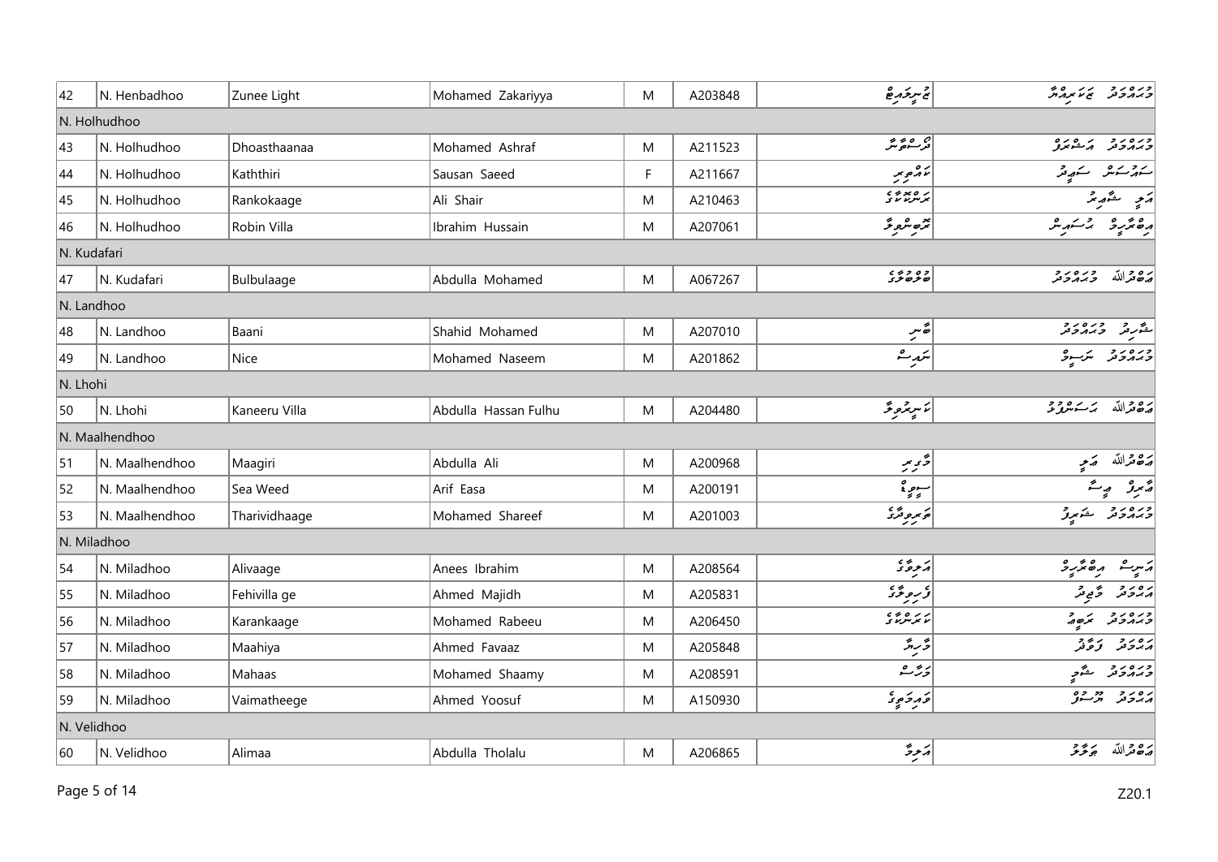| 42 | N. Henbadhoo | Zunee Light | Mohamed Zakariyya | M | A203848 | ޒުނީލައިޓް | މުޙައްމަދު ޒަކަރިއްޔާ |
|---|---|---|---|---|---|---|---|
| N. Holhudhoo | | | | | | | |
| 43 | N. Holhudhoo | Dhoasthaanaa | Mohamed Ashraf | M | A211523 | ދޯސްތާނާ | މުޙައްމަދު އަޝްރަފް |
| 44 | N. Holhudhoo | Kaththiri | Sausan Saeed | F | A211667 | ކައްތިރި | ސައުސަން ސައީދު |
| 45 | N. Holhudhoo | Rankokaage | Ali Shair | M | A210463 | ރަންކޮކާގެ | އަލި ޝާއިރު |
| 46 | N. Holhudhoo | Robin Villa | Ibrahim Hussain | M | A207061 | ރޮބިންވިލާ | އިބްރާހީމް ހުސައިން |
| N. Kudafari | | | | | | | |
| 47 | N. Kudafari | Bulbulaage | Abdulla Mohamed | M | A067267 | ބުލްބުލާގެ | އަބްދުﷲ މުޙައްމަދު |
| N. Landhoo | | | | | | | |
| 48 | N. Landhoo | Baani | Shahid Mohamed | M | A207010 | ބާނި | ޝާހިދު މުޙައްމަދު |
| 49 | N. Landhoo | Nice | Mohamed Naseem | M | A201862 | ނައިސް | މުޙައްމަދު ނަސީމް |
| N. Lhohi | | | | | | | |
| 50 | N. Lhohi | Kaneeru Villa | Abdulla Hassan Fulhu | M | A204480 | ކަނީރުވިލާ | އަބްދުﷲ ހަސަންފުޅު |
| N. Maalhendhoo | | | | | | | |
| 51 | N. Maalhendhoo | Maagiri | Abdulla Ali | M | A200968 | މާގިރި | އަބްދުﷲ އަލި |
| 52 | N. Maalhendhoo | Sea Weed | Arif Easa | M | A200191 | ސީވީޑް | އާރިފް ޢީސާ |
| 53 | N. Maalhendhoo | Tharividhaage | Mohamed Shareef | M | A201003 | ތަރިވިދާގެ | މުޙައްމަދު ޝަރީފު |
| N. Miladhoo | | | | | | | |
| 54 | N. Miladhoo | Alivaage | Anees Ibrahim | M | A208564 | އަލިވާގެ | އަނީސް އިބްރާހީމް |
| 55 | N. Miladhoo | Fehivilla ge | Ahmed Majidh | M | A205831 | ފެހިވިލާގެ | އަޙްމަދު މާޖިދު |
| 56 | N. Miladhoo | Karankaage | Mohamed Rabeeu | M | A206450 | ކަރަންކާގެ | މުޙައްމަދު ރަބީޢު |
| 57 | N. Miladhoo | Maahiya | Ahmed Favaaz | M | A205848 | މާހިޔާ | އަޙްމަދު ފަވާޒު |
| 58 | N. Miladhoo | Mahaas | Mohamed Shaamy | M | A208591 | މަހާސް | މުޙައްމަދު ޝާމީ |
| 59 | N. Miladhoo | Vaimatheege | Ahmed Yoosuf | M | A150930 | ވައިމަތީގެ | އަޙްމަދު ޔޫސުފް |
| N. Velidhoo | | | | | | | |
| 60 | N. Velidhoo | Alimaa | Abdulla Tholalu | M | A206865 | އަލިމާ | އަބްދުﷲ ތޯލާލު |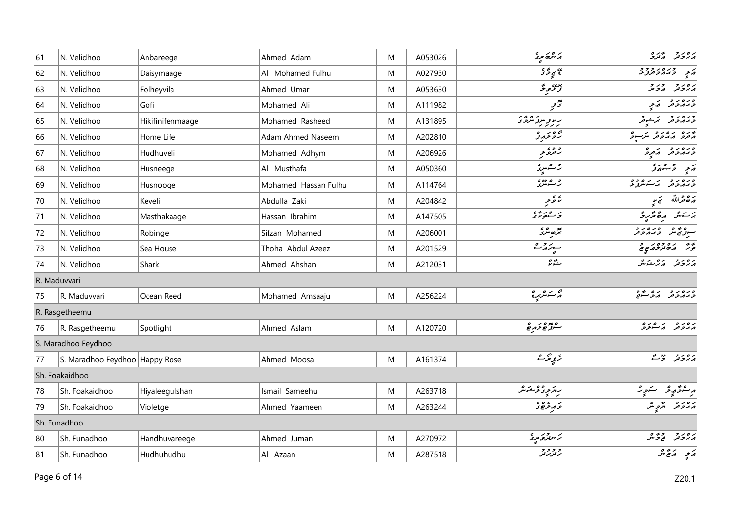| 61 | N. Velidhoo | Anbareege | Ahmed Adam | M | A053026 | އަންބަރީގެ | އަހުމަދު އާދަމް |
|---|---|---|---|---|---|---|---|
| 62 | N. Velidhoo | Daisymaage | Ali Mohamed Fulhu | M | A027930 | ޑޭޒީމާގެ | އަލި މުހައްމަދުފުޅު |
| 63 | N. Velidhoo | Folheyvila | Ahmed Umar | M | A053630 | ފޮޅޭވިލާ | އަހުމަދު ޢުމަރު |
| 64 | N. Velidhoo | Gofi | Mohamed Ali | M | A111982 | ގޮފި | މުހައްމަދު އަލި |
| 65 | N. Velidhoo | Hikifinifenmaage | Mohamed Rasheed | M | A131895 | ހިކިފިނިފެންމާގެ | މުހައްމަދު ރަޝީދު |
| 66 | N. Velidhoo | Home Life | Adam Ahmed Naseem | M | A202810 | ހޯމްލައިފް | އާދަމް އަހުމަދު ނަސީމް |
| 67 | N. Velidhoo | Hudhuveli | Mohamed Adhym | M | A206926 | ހުދުވެލި | މުހައްމަދު އަދީމް |
| 68 | N. Velidhoo | Husneege | Ali Musthafa | M | A050360 | ހުސްނީގެ | އަލި މުސްތަފާ |
| 69 | N. Velidhoo | Husnooge | Mohamed Hassan Fulhu | M | A114764 | ހުސްނޫގެ | މުހައްމަދު ހަސަންފުޅު |
| 70 | N. Velidhoo | Keveli | Abdulla Zaki | M | A204842 | ކެވެލި | އަބްދުﷲ ޒަކި |
| 71 | N. Velidhoo | Masthakaage | Hassan Ibrahim | M | A147505 | މަސްތަކާގެ | ހަސަން އިބްރާހިމް |
| 72 | N. Velidhoo | Robinge | Sifzan Mohamed | M | A206001 | ރޮބިންގެ | ސިފްޒާން މުހައްމަދު |
| 73 | N. Velidhoo | Sea House | Thoha Abdul Azeez | M | A201529 | ސީހައުސް | ޠާހާ އަބްދުލްޢަޒީޒު |
| 74 | N. Velidhoo | Shark | Ahmed Ahshan | M | A212031 | ޝާކް | އަހުމަދު އަޙްޝަން |
| R. Maduvvari | | | | | | | |
| 75 | R. Maduvvari | Ocean Reed | Mohamed Amsaaju | M | A256224 | އޯޝަންރީޑް | މުހައްމަދު އަމްސާޖު |
| R. Rasgetheemu | | | | | | | |
| 76 | R. Rasgetheemu | Spotlight | Ahmed Aslam | M | A120720 | ސްޕޮޓްލައިޓް | އަހުމަދު އަސްލަމް |
| S. Maradhoo Feydhoo | | | | | | | |
| 77 | S. Maradhoo Feydhoo | Happy Rose | Ahmed Moosa | M | A161374 | ހެޕީރޯސް | އަހުމަދު މޫސާ |
| Sh. Foakaidhoo | | | | | | | |
| 78 | Sh. Foakaidhoo | Hiyaleegulshan | Ismail Sameehu | M | A263718 | ހިޔަލީގުލްޝަން | އިސްމާޢިލް ސަމީހު |
| 79 | Sh. Foakaidhoo | Violetge | Ahmed Yaameen | M | A263244 | ވައިލެޓްގެ | އަހުމަދު ޔާމީން |
| Sh. Funadhoo | | | | | | | |
| 80 | Sh. Funadhoo | Handhuvareege | Ahmed Juman | M | A270972 | ހަނދުވަރީގެ | އަހުމަދު ޖުމާން |
| 81 | Sh. Funadhoo | Hudhuhudhu | Ali Azaan | M | A287518 | ހުދުހުދު | އަލި އަޒާން |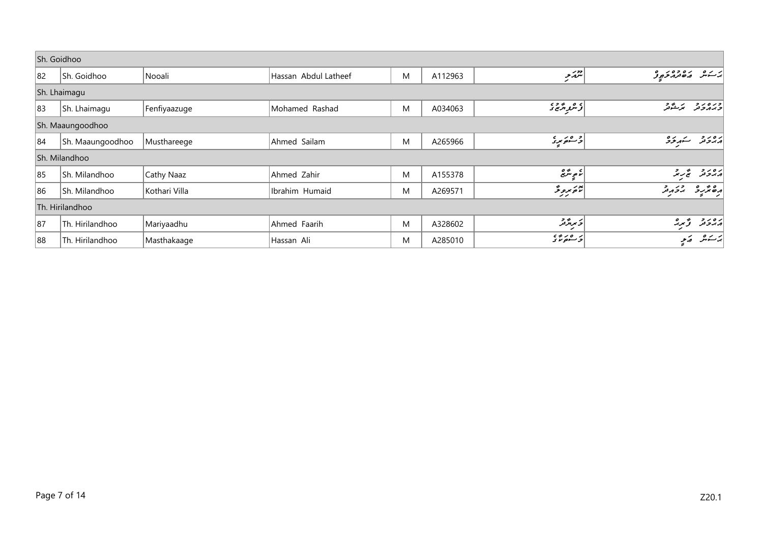| | | | | | | | |
|---|---|---|---|---|---|---|---|
| Sh. Goidhoo | | | | | | | |
| 82 | Sh. Goidhoo | Nooali | Hassan Abdul Latheef | M | A112963 | ނޫއަލި | ހަސަން އަބްދުއްލަތީފް |
| Sh. Lhaimagu | | | | | | | |
| 83 | Sh. Lhaimagu | Fenfiyaazuge | Mohamed Rashad | M | A034063 | ފެންފިޔާޒުގެ | މުހައްމަދު ރަޝާދު |
| Sh. Maaungoodhoo | | | | | | | |
| 84 | Sh. Maaungoodhoo | Musthareege | Ahmed Sailam | M | A265966 | މުސްތަރީގެ | އަހްމަދު ސައިލަމް |
| Sh. Milandhoo | | | | | | | |
| 85 | Sh. Milandhoo | Cathy Naaz | Ahmed Zahir | M | A155378 | ކެތީނާޒް | އަހްމަދު ޒާހިރު |
| 86 | Sh. Milandhoo | Kothari Villa | Ibrahim Humaid | M | A269571 | ކޮތަރިވިލާ | އިބްރާހިމް ހުމައިދު |
| Th. Hirilandhoo | | | | | | | |
| 87 | Th. Hirilandhoo | Mariyaadhu | Ahmed Faarih | M | A328602 | މަރިޔާދު | އަހްމަދު ފާރިހް |
| 88 | Th. Hirilandhoo | Masthakaage | Hassan Ali | M | A285010 | މަސްތަކާގެ | ހަސަން އަލި |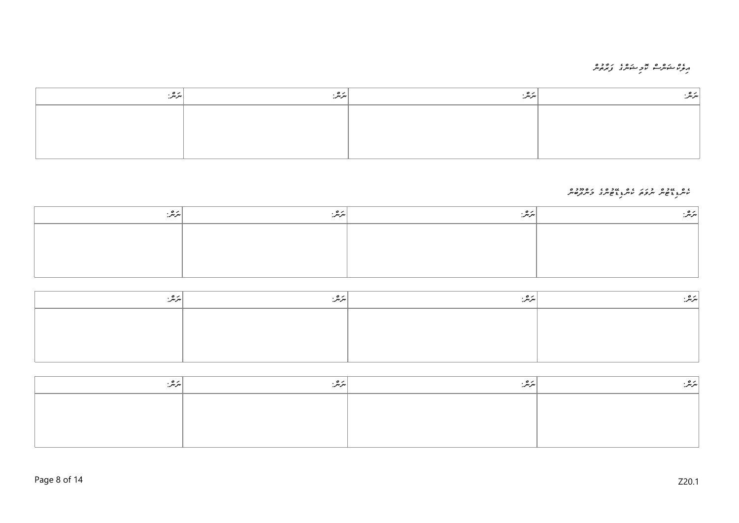# ދެފުށް ޝަރީކް ކާވިޝަރީގެ ފަރާތުން

| ނަން: | ނަން: | ނަން: | ނަން: |
|---|---|---|---|
| | | | |

## ކުންފުނީގެ ނުވަތަ ކުންފުނީގެ މުއައްސިސުން

| ނަން: | ނަން: | ނަން: | ނަން: |
|---|---|---|---|
| | | | |

| ނަން: | ނަން: | ނަން: | ނަން: |
|---|---|---|---|
| | | | |

| ނަން: | ނަން: | ނަން: | ނަން: |
|---|---|---|---|
| | | | |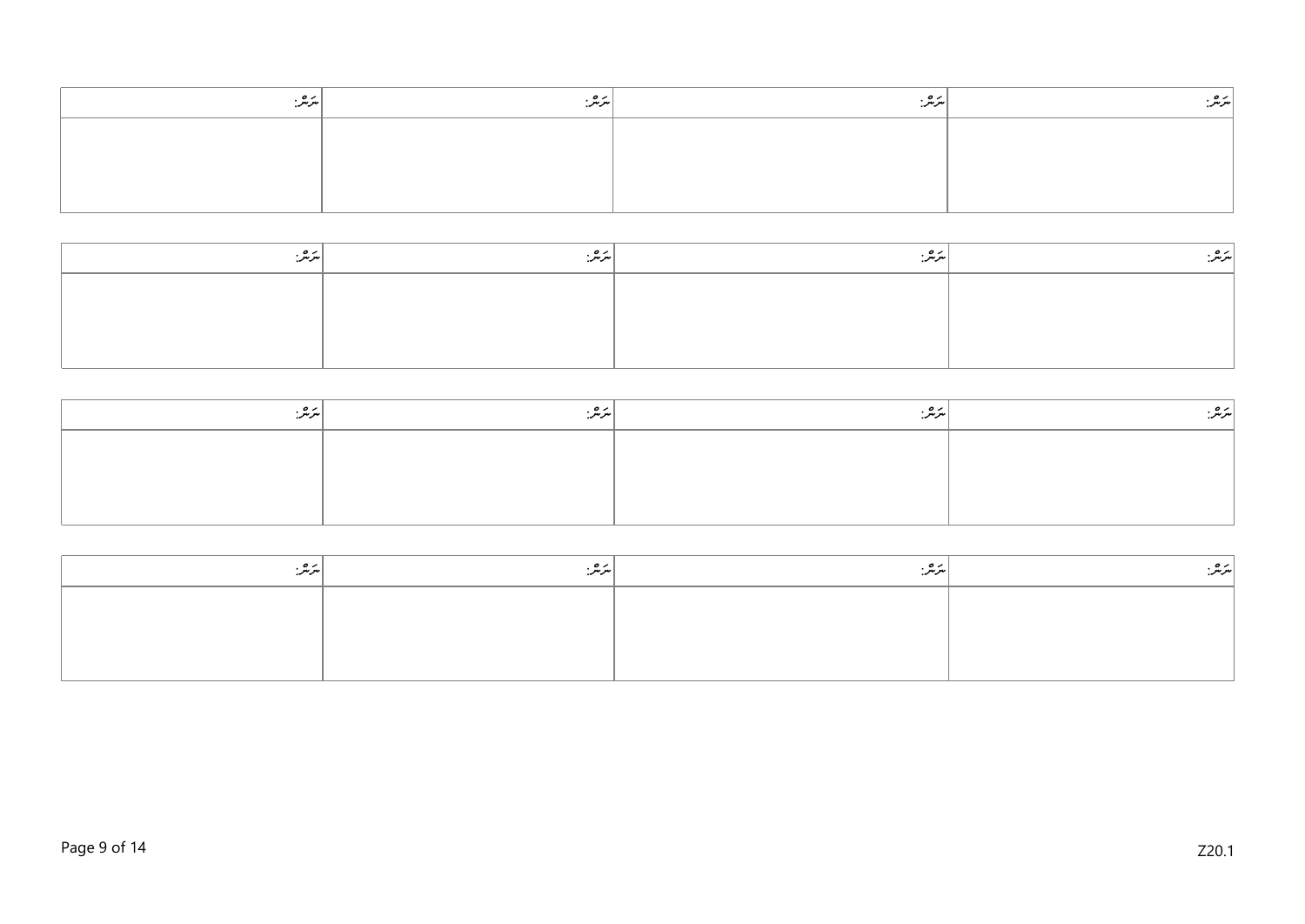| ޥަރަތް: | ޥަރަތް: | ޥަރަތް: | ޥަރަތް: |
| --- | --- | --- | --- |
| | | | |

| ޥަރަތް: | ޥަރަތް: | ޥަރަތް: | ޥަރަތް: |
| --- | --- | --- | --- |
| | | | |

| ޥަރަތް: | ޥަރަތް: | ޥަރަތް: | ޥަރަތް: |
| --- | --- | --- | --- |
| | | | |

| ޥަރަތް: | ޥަރަތް: | ޥަރަތް: | ޥަރަތް: |
| --- | --- | --- | --- |
| | | | |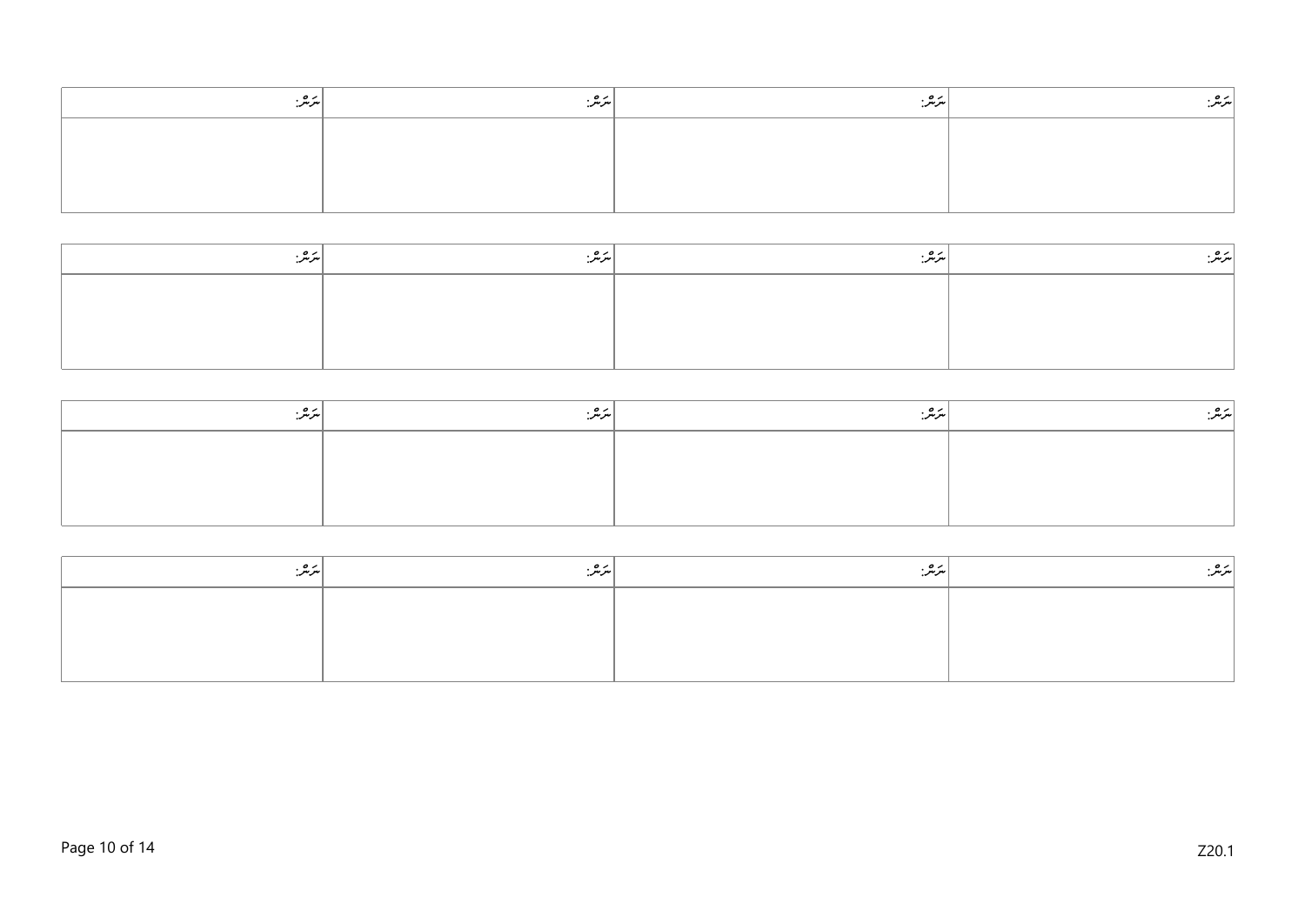| ނަންބަރު: | ނަންބަރު: | ނަންބަރު: | ނަންބަރު: |
|---|---|---|---|
| | | | |

| ނަންބަރު: | ނަންބަރު: | ނަންބަރު: | ނަންބަރު: |
|---|---|---|---|
| | | | |

| ނަންބަރު: | ނަންބަރު: | ނަންބަރު: | ނަންބަރު: |
|---|---|---|---|
| | | | |

| ނަންބަރު: | ނަންބަރު: | ނަންބަރު: | ނަންބަރު: |
|---|---|---|---|
| | | | |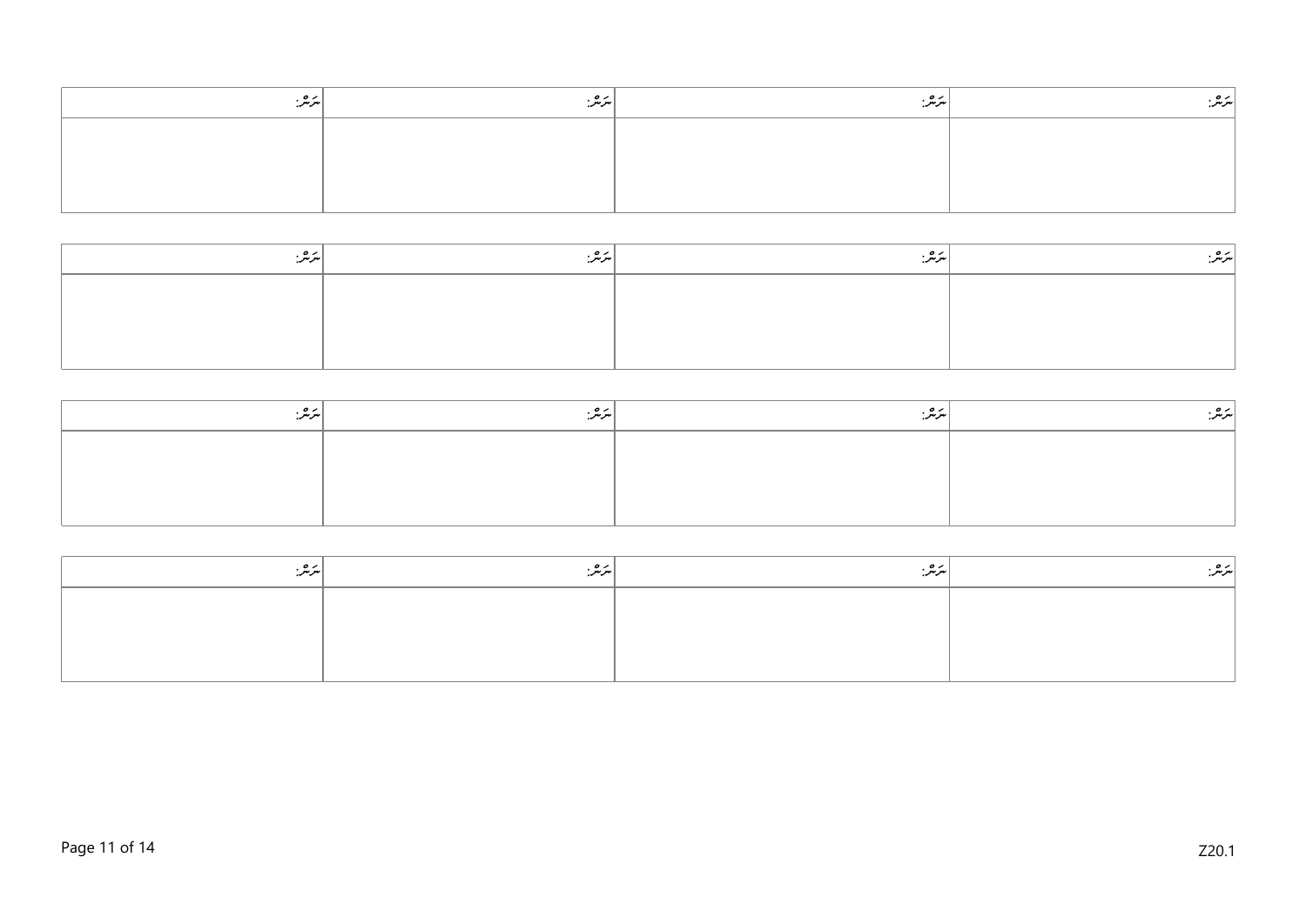| نَرَسْ: | نَرَسْ: | نَرَسْ: | نَرَسْ: |
| --- | --- | --- | --- |
| | | | |

| نَرَسْ: | نَرَسْ: | نَرَسْ: | نَرَسْ: |
| --- | --- | --- | --- |
| | | | |

| نَرَسْ: | نَرَسْ: | نَرَسْ: | نَرَسْ: |
| --- | --- | --- | --- |
| | | | |

| نَرَسْ: | نَرَسْ: | نَرَسْ: | نَرَسْ: |
| --- | --- | --- | --- |
| | | | |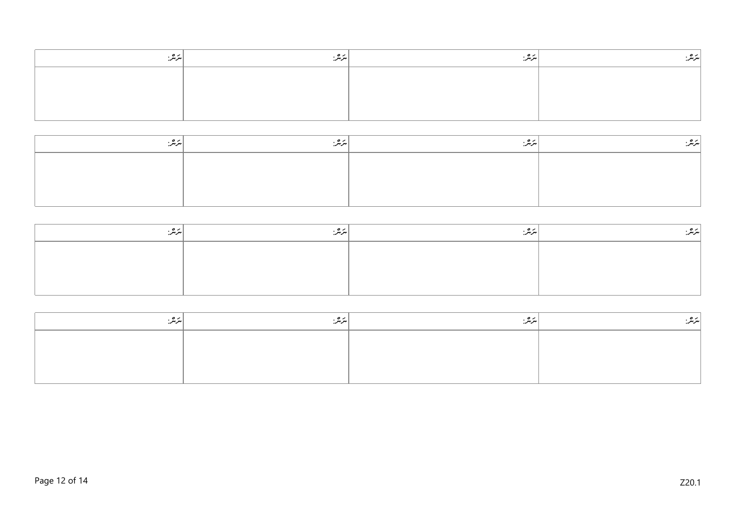| ނަރުދ: | ނަރުދ: | ނަރުދ: | ނަރުދ: |
| --- | --- | --- | --- |
| | | | |

| ނަރުދ: | ނަރުދ: | ނަރުދ: | ނަރުދ: |
| --- | --- | --- | --- |
| | | | |

| ނަރުދ: | ނަރުދ: | ނަރުދ: | ނަރުދ: |
| --- | --- | --- | --- |
| | | | |

| ނަރުދ: | ނަރުދ: | ނަރުދ: | ނަރުދ: |
| --- | --- | --- | --- |
| | | | |

Z20.1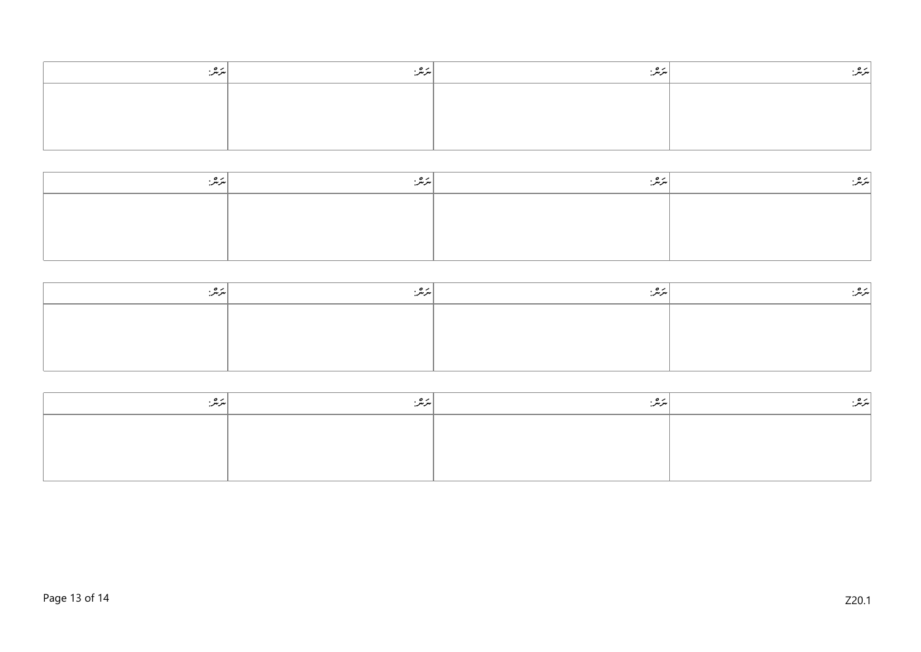| ނަރަށް: | ނަރަށް: | ނަރަށް: | ނަރަށް: |
| --- | --- | --- | --- |
| | | | |

| ނަރަށް: | ނަރަށް: | ނަރަށް: | ނަރަށް: |
| --- | --- | --- | --- |
| | | | |

| ނަރަށް: | ނަރަށް: | ނަރަށް: | ނަރަށް: |
| --- | --- | --- | --- |
| | | | |

| ނަރަށް: | ނަރަށް: | ނަރަށް: | ނަރަށް: |
| --- | --- | --- | --- |
| | | | |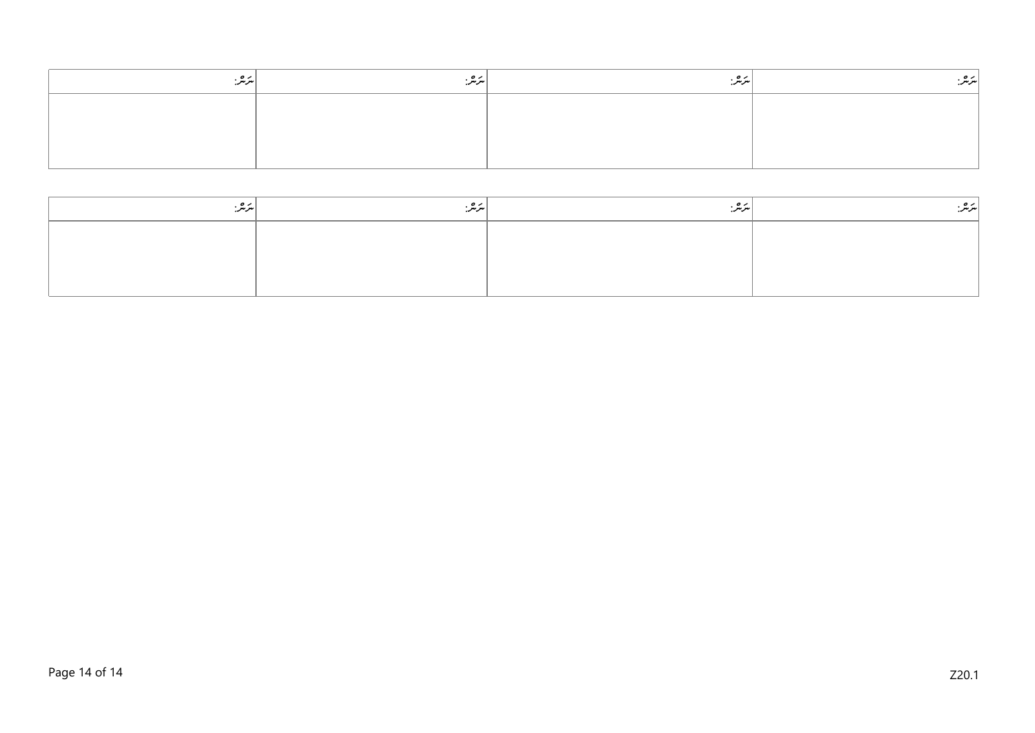| ޔަރަޙް: | ޔަރަޙް: | ޔަރަޙް: | ޔަރަޙް: |
| --- | --- | --- | --- |
| | | | |

| ޔަރަޙް: | ޔަރަޙް: | ޔަރަޙް: | ޔަރަޙް: |
| --- | --- | --- | --- |
| | | | |

Z20.1